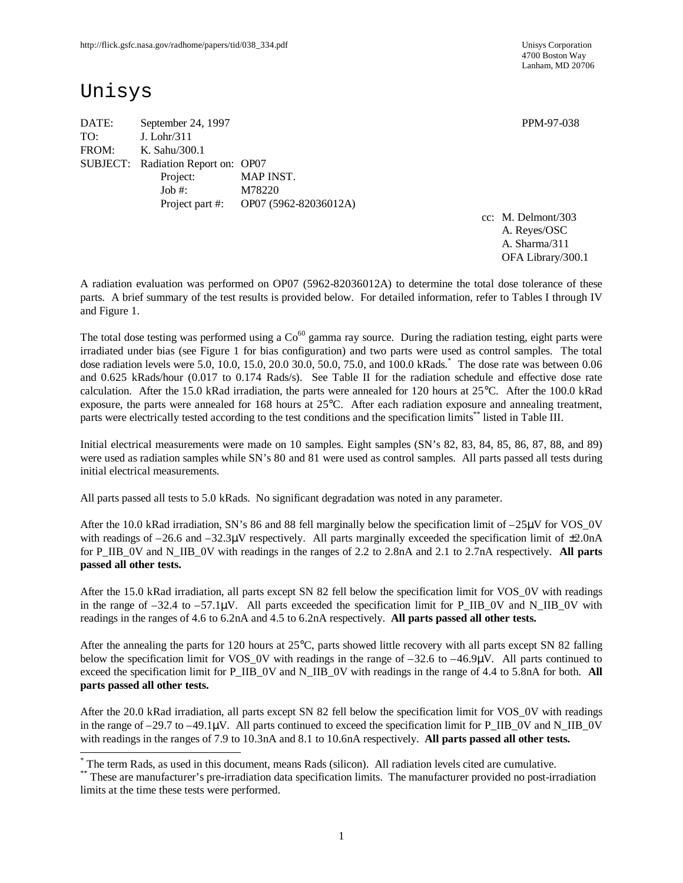http://flick.gsfc.nasa.gov/radhome/papers/tid/038_334.pdf

Unisys Corporation
4700 Boston Way
Lanham, MD 20706

# Unisys

DATE: September 24, 1997 PPM-97-038

TO: J. Lohr/311

FROM: K. Sahu/300.1

SUBJECT: Radiation Report on: OP07

Project: MAP INST.

Job #: M78220

Project part #: OP07 (5962-82036012A)

cc: M. Delmont/303
A. Reyes/OSC
A. Sharma/311
OFA Library/300.1

A radiation evaluation was performed on OP07 (5962-82036012A) to determine the total dose tolerance of these parts. A brief summary of the test results is provided below. For detailed information, refer to Tables I through IV and Figure 1.

The total dose testing was performed using a $Co^{60}$ gamma ray source. During the radiation testing, eight parts were irradiated under bias (see Figure 1 for bias configuration) and two parts were used as control samples. The total dose radiation levels were 5.0, 10.0, 15.0, 20.0 30.0, 50.0, 75.0, and 100.0 kRads.[*] The dose rate was between 0.06 and 0.625 kRads/hour (0.017 to 0.174 Rads/s). See Table II for the radiation schedule and effective dose rate calculation. After the 15.0 kRad irradiation, the parts were annealed for 120 hours at 25°C. After the 100.0 kRad exposure, the parts were annealed for 168 hours at 25°C. After each radiation exposure and annealing treatment, parts were electrically tested according to the test conditions and the specification limits[**] listed in Table III.

Initial electrical measurements were made on 10 samples. Eight samples (SN's 82, 83, 84, 85, 86, 87, 88, and 89) were used as radiation samples while SN's 80 and 81 were used as control samples. All parts passed all tests during initial electrical measurements.

All parts passed all tests to 5.0 kRads. No significant degradation was noted in any parameter.

After the 10.0 kRad irradiation, SN's 86 and 88 fell marginally below the specification limit of –25μV for VOS_0V with readings of –26.6 and –32.3μV respectively. All parts marginally exceeded the specification limit of ±2.0nA for P_IIB_0V and N_IIB_0V with readings in the ranges of 2.2 to 2.8nA and 2.1 to 2.7nA respectively. **All parts passed all other tests.**

After the 15.0 kRad irradiation, all parts except SN 82 fell below the specification limit for VOS_0V with readings in the range of –32.4 to –57.1μV. All parts exceeded the specification limit for P_IIB_0V and N_IIB_0V with readings in the ranges of 4.6 to 6.2nA and 4.5 to 6.2nA respectively. **All parts passed all other tests.**

After the annealing the parts for 120 hours at 25°C, parts showed little recovery with all parts except SN 82 falling below the specification limit for VOS_0V with readings in the range of –32.6 to –46.9μV. All parts continued to exceed the specification limit for P_IIB_0V and N_IIB_0V with readings in the range of 4.4 to 5.8nA for both. **All parts passed all other tests.**

After the 20.0 kRad irradiation, all parts except SN 82 fell below the specification limit for VOS_0V with readings in the range of –29.7 to –49.1μV. All parts continued to exceed the specification limit for P_IIB_0V and N_IIB_0V with readings in the ranges of 7.9 to 10.3nA and 8.1 to 10.6nA respectively. **All parts passed all other tests.**

---

[*] The term Rads, as used in this document, means Rads (silicon). All radiation levels cited are cumulative.

[**] These are manufacturer's pre-irradiation data specification limits. The manufacturer provided no post-irradiation limits at the time these tests were performed.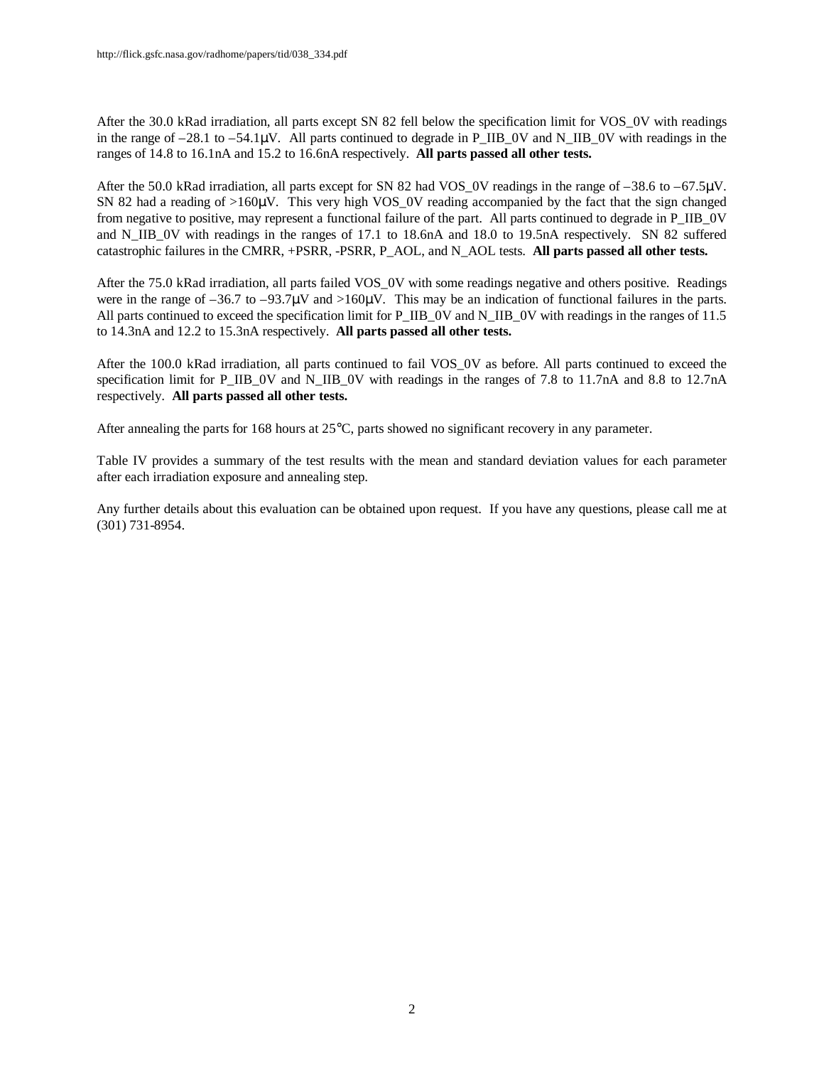After the 30.0 kRad irradiation, all parts except SN 82 fell below the specification limit for VOS_0V with readings in the range of –28.1 to –54.1μV. All parts continued to degrade in P_IIB_0V and N_IIB_0V with readings in the ranges of 14.8 to 16.1nA and 15.2 to 16.6nA respectively. **All parts passed all other tests.**

After the 50.0 kRad irradiation, all parts except for SN 82 had VOS_0V readings in the range of –38.6 to –67.5μV. SN 82 had a reading of >160μV. This very high VOS_0V reading accompanied by the fact that the sign changed from negative to positive, may represent a functional failure of the part. All parts continued to degrade in P_IIB_0V and N_IIB_0V with readings in the ranges of 17.1 to 18.6nA and 18.0 to 19.5nA respectively. SN 82 suffered catastrophic failures in the CMRR, +PSRR, -PSRR, P_AOL, and N_AOL tests. **All parts passed all other tests.**

After the 75.0 kRad irradiation, all parts failed VOS_0V with some readings negative and others positive. Readings were in the range of –36.7 to –93.7μV and >160μV. This may be an indication of functional failures in the parts. All parts continued to exceed the specification limit for P_IIB_0V and N_IIB_0V with readings in the ranges of 11.5 to 14.3nA and 12.2 to 15.3nA respectively. **All parts passed all other tests.**

After the 100.0 kRad irradiation, all parts continued to fail VOS_0V as before. All parts continued to exceed the specification limit for P_IIB_0V and N_IIB_0V with readings in the ranges of 7.8 to 11.7nA and 8.8 to 12.7nA respectively. **All parts passed all other tests.**

After annealing the parts for 168 hours at 25°C, parts showed no significant recovery in any parameter.

Table IV provides a summary of the test results with the mean and standard deviation values for each parameter after each irradiation exposure and annealing step.

Any further details about this evaluation can be obtained upon request. If you have any questions, please call me at (301) 731-8954.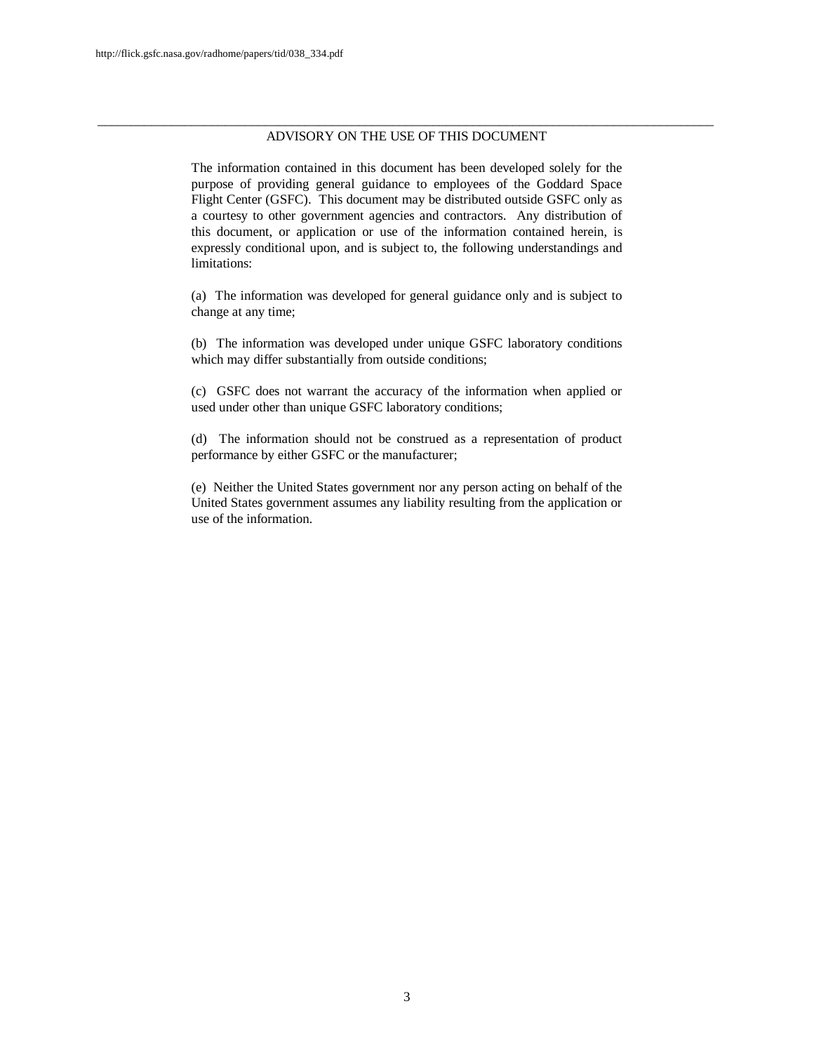## ADVISORY ON THE USE OF THIS DOCUMENT

The information contained in this document has been developed solely for the purpose of providing general guidance to employees of the Goddard Space Flight Center (GSFC). This document may be distributed outside GSFC only as a courtesy to other government agencies and contractors. Any distribution of this document, or application or use of the information contained herein, is expressly conditional upon, and is subject to, the following understandings and limitations:

(a) The information was developed for general guidance only and is subject to change at any time;

(b) The information was developed under unique GSFC laboratory conditions which may differ substantially from outside conditions;

(c) GSFC does not warrant the accuracy of the information when applied or used under other than unique GSFC laboratory conditions;

(d) The information should not be construed as a representation of product performance by either GSFC or the manufacturer;

(e) Neither the United States government nor any person acting on behalf of the United States government assumes any liability resulting from the application or use of the information.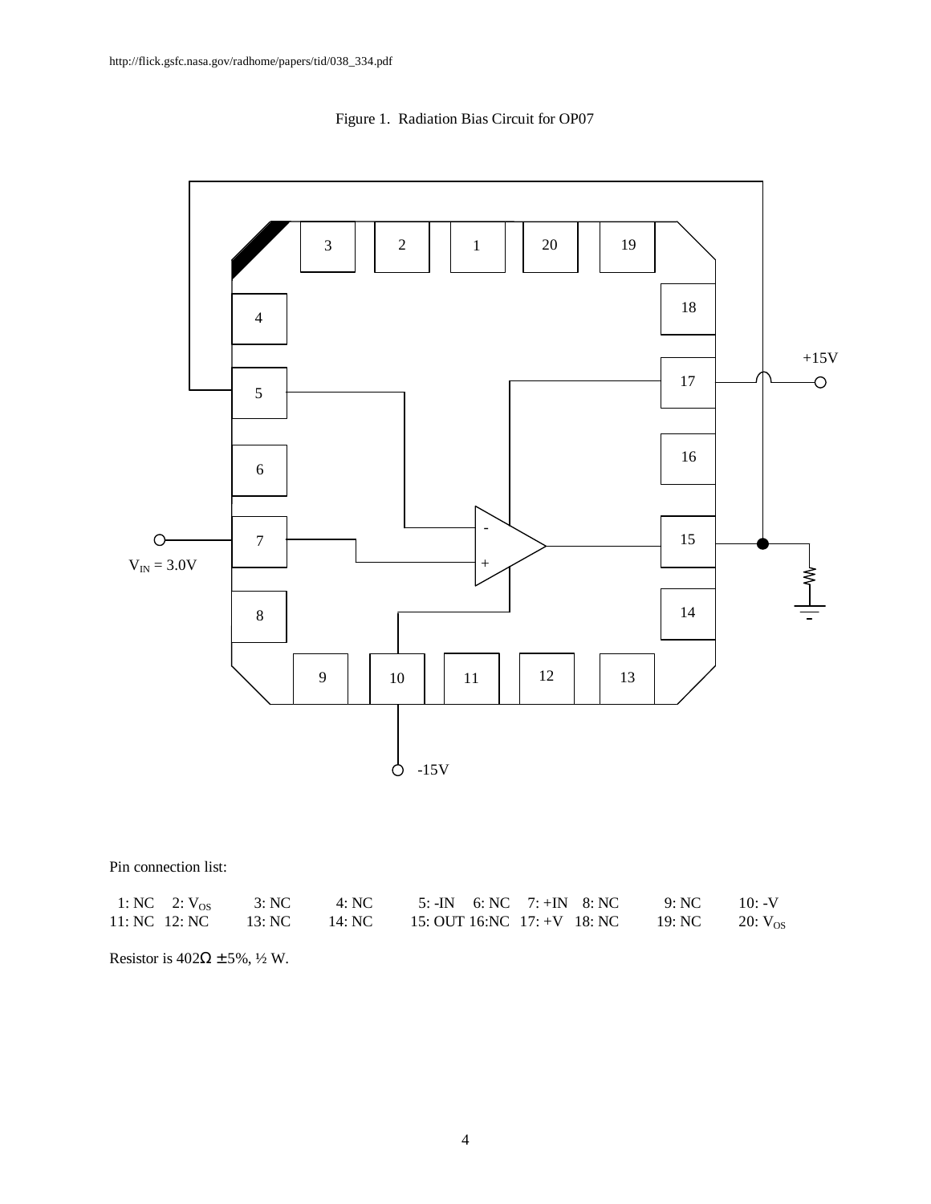http://flick.gsfc.nasa.gov/radhome/papers/tid/038_334.pdf

Figure 1. Radiation Bias Circuit for OP07

Pin connection list:

| 1: NC | 2: $V_{OS}$ | 3: NC | 4: NC | 5: -IN | 6: NC | 7: +IN | 8: NC | 9: NC | 10: -V |
|---|---|---|---|---|---|---|---|---|---|
| 11: NC | 12: NC | 13: NC | 14: NC | 15: OUT | 16:NC | 17: +V | 18: NC | 19: NC | 20: $V_{OS}$ |

Resistor is 402Ω ± 5%, ½ W.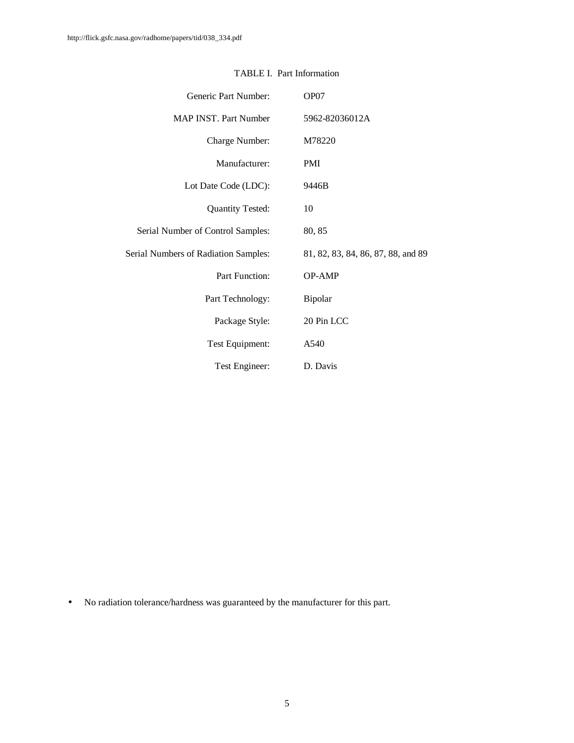TABLE I. Part Information

| | |
|---|---|
| Generic Part Number: | OP07 |
| MAP INST. Part Number | 5962-82036012A |
| Charge Number: | M78220 |
| Manufacturer: | PMI |
| Lot Date Code (LDC): | 9446B |
| Quantity Tested: | 10 |
| Serial Number of Control Samples: | 80, 85 |
| Serial Numbers of Radiation Samples: | 81, 82, 83, 84, 86, 87, 88, and 89 |
| Part Function: | OP-AMP |
| Part Technology: | Bipolar |
| Package Style: | 20 Pin LCC |
| Test Equipment: | A540 |
| Test Engineer: | D. Davis |

- No radiation tolerance/hardness was guaranteed by the manufacturer for this part.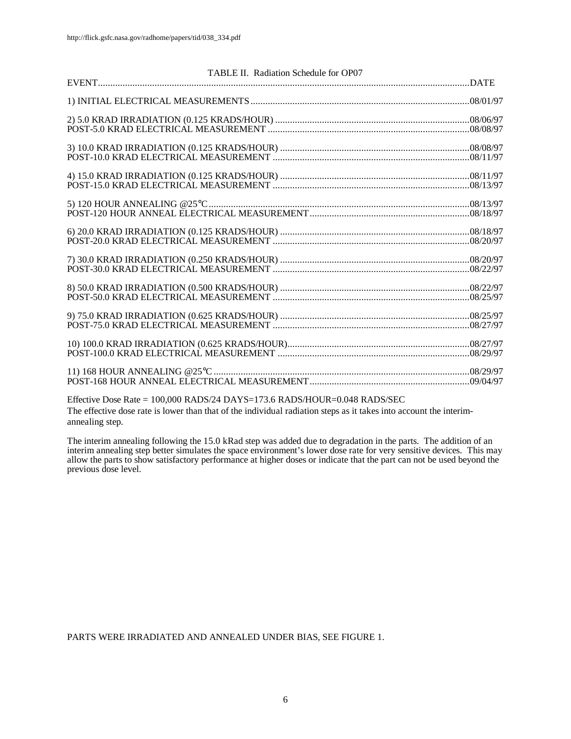TABLE II. Radiation Schedule for OP07

| EVENT | DATE |
|---|---|
| 1) INITIAL ELECTRICAL MEASUREMENTS | 08/01/97 |
| 2) 5.0 KRAD IRRADIATION (0.125 KRADS/HOUR) | 08/06/97 |
| POST-5.0 KRAD ELECTRICAL MEASUREMENT | 08/08/97 |
| 3) 10.0 KRAD IRRADIATION (0.125 KRADS/HOUR) | 08/08/97 |
| POST-10.0 KRAD ELECTRICAL MEASUREMENT | 08/11/97 |
| 4) 15.0 KRAD IRRADIATION (0.125 KRADS/HOUR) | 08/11/97 |
| POST-15.0 KRAD ELECTRICAL MEASUREMENT | 08/13/97 |
| 5) 120 HOUR ANNEALING @25°C | 08/13/97 |
| POST-120 HOUR ANNEAL ELECTRICAL MEASUREMENT | 08/18/97 |
| 6) 20.0 KRAD IRRADIATION (0.125 KRADS/HOUR) | 08/18/97 |
| POST-20.0 KRAD ELECTRICAL MEASUREMENT | 08/20/97 |
| 7) 30.0 KRAD IRRADIATION (0.250 KRADS/HOUR) | 08/20/97 |
| POST-30.0 KRAD ELECTRICAL MEASUREMENT | 08/22/97 |
| 8) 50.0 KRAD IRRADIATION (0.500 KRADS/HOUR) | 08/22/97 |
| POST-50.0 KRAD ELECTRICAL MEASUREMENT | 08/25/97 |
| 9) 75.0 KRAD IRRADIATION (0.625 KRADS/HOUR) | 08/25/97 |
| POST-75.0 KRAD ELECTRICAL MEASUREMENT | 08/27/97 |
| 10) 100.0 KRAD IRRADIATION (0.625 KRADS/HOUR) | 08/27/97 |
| POST-100.0 KRAD ELECTRICAL MEASUREMENT | 08/29/97 |
| 11) 168 HOUR ANNEALING @25°C | 08/29/97 |
| POST-168 HOUR ANNEAL ELECTRICAL MEASUREMENT | 09/04/97 |

Effective Dose Rate = 100,000 RADS/24 DAYS=173.6 RADS/HOUR=0.048 RADS/SEC

The effective dose rate is lower than that of the individual radiation steps as it takes into account the interim-annealing step.

The interim annealing following the 15.0 kRad step was added due to degradation in the parts. The addition of an interim annealing step better simulates the space environment's lower dose rate for very sensitive devices. This may allow the parts to show satisfactory performance at higher doses or indicate that the part can not be used beyond the previous dose level.

PARTS WERE IRRADIATED AND ANNEALED UNDER BIAS, SEE FIGURE 1.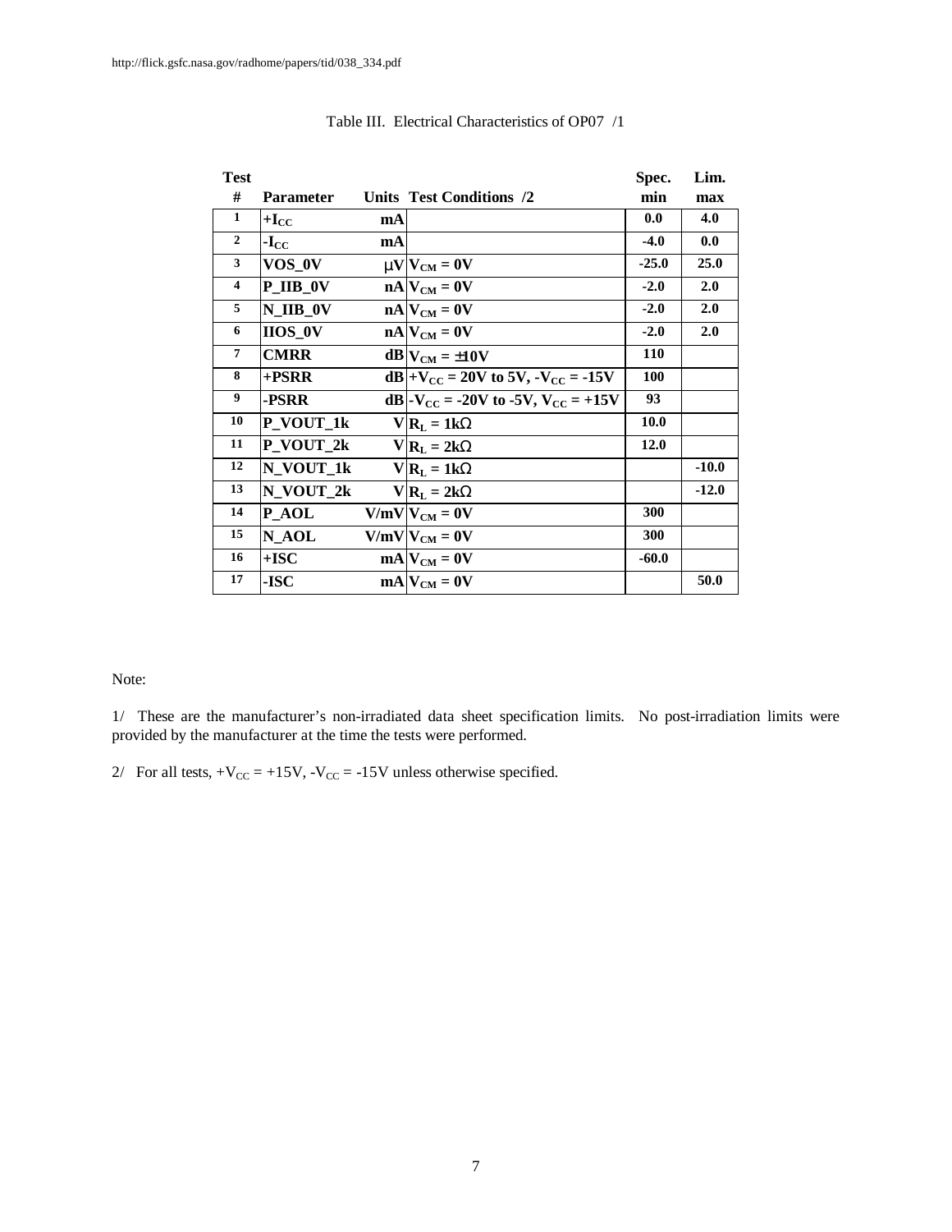http://flick.gsfc.nasa.gov/radhome/papers/tid/038_334.pdf

Table III. Electrical Characteristics of OP07 /1

| Test # | Parameter | Units | Test Conditions /2 | Spec. min | Lim. max |
|---|---|---|---|---|---|
| 1 | $+I_{CC}$ | mA | | 0.0 | 4.0 |
| 2 | $-I_{CC}$ | mA | | -4.0 | 0.0 |
| 3 | VOS_0V | μV | $V_{CM}$ = 0V | -25.0 | 25.0 |
| 4 | P_IIB_0V | nA | $V_{CM}$ = 0V | -2.0 | 2.0 |
| 5 | N_IIB_0V | nA | $V_{CM}$ = 0V | -2.0 | 2.0 |
| 6 | IIOS_0V | nA | $V_{CM}$ = 0V | -2.0 | 2.0 |
| 7 | CMRR | dB | $V_{CM}$ = ±10V | 110 | |
| 8 | +PSRR | dB | $+V_{CC}$ = 20V to 5V, $-V_{CC}$ = -15V | 100 | |
| 9 | -PSRR | dB | $-V_{CC}$ = -20V to -5V, $V_{CC}$ = +15V | 93 | |
| 10 | P_VOUT_1k | V | $R_L$ = 1kΩ | 10.0 | |
| 11 | P_VOUT_2k | V | $R_L$ = 2kΩ | 12.0 | |
| 12 | N_VOUT_1k | V | $R_L$ = 1kΩ | | -10.0 |
| 13 | N_VOUT_2k | V | $R_L$ = 2kΩ | | -12.0 |
| 14 | P_AOL | V/mV | $V_{CM}$ = 0V | 300 | |
| 15 | N_AOL | V/mV | $V_{CM}$ = 0V | 300 | |
| 16 | +ISC | mA | $V_{CM}$ = 0V | -60.0 | |
| 17 | -ISC | mA | $V_{CM}$ = 0V | | 50.0 |

Note:

1/ These are the manufacturer's non-irradiated data sheet specification limits. No post-irradiation limits were provided by the manufacturer at the time the tests were performed.

2/ For all tests, $+V_{CC}$ = +15V, $-V_{CC}$ = -15V unless otherwise specified.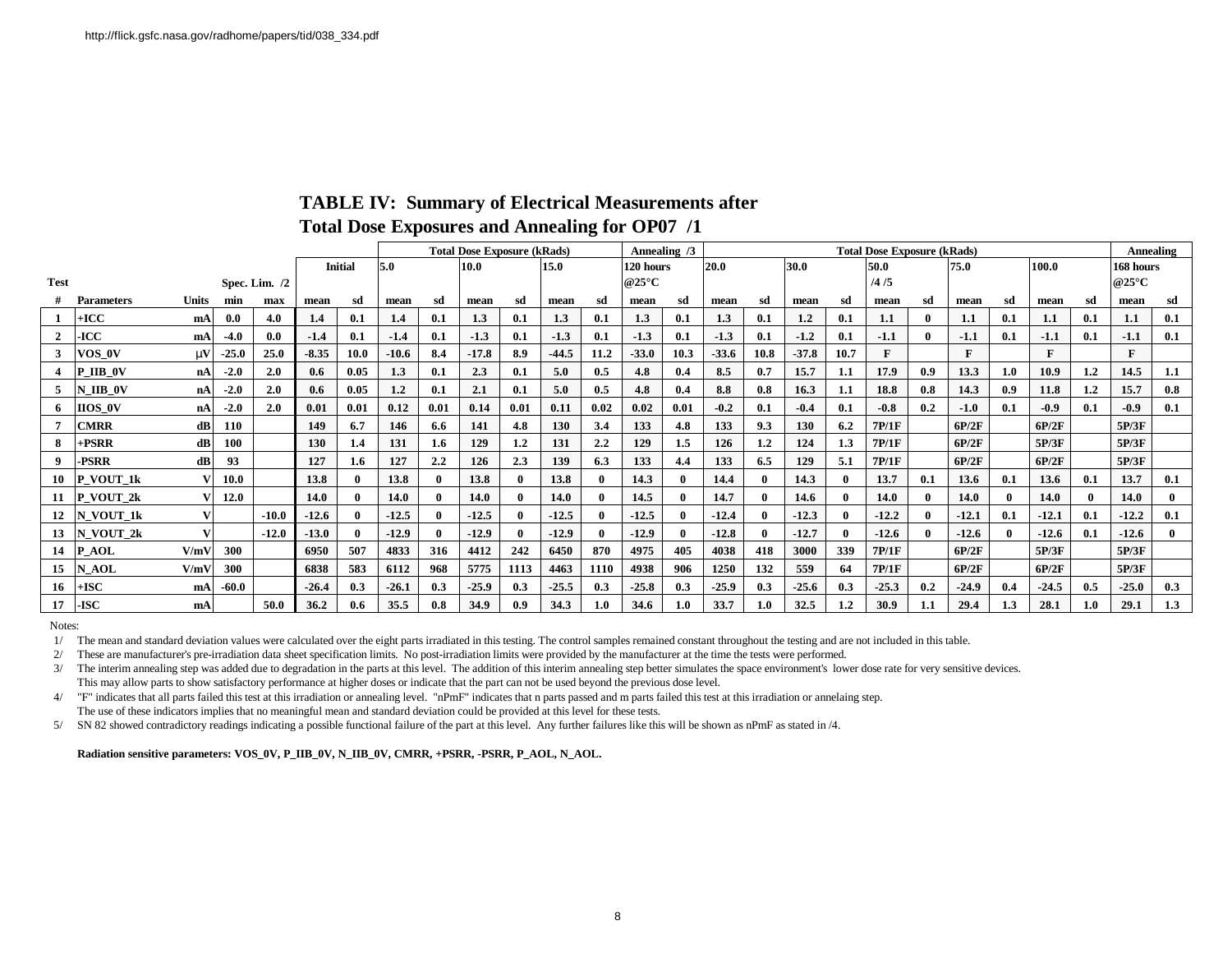## TABLE IV: Summary of Electrical Measurements after Total Dose Exposures and Annealing for OP07 /1

| Test | | | Spec. Lim. /2 | | Initial | | Total Dose Exposure (kRads) | | | | | | Annealing /3 | | Total Dose Exposure (kRads) | | | | | | | | | | Annealing | |
|---|---|---|---|---|---|---|---|---|---|---|---|---|---|---|---|---|---|---|---|---|---|---|---|---|---|---|
| | | | | | | | 5.0 | | 10.0 | | 15.0 | | 120 hours @25°C | | 20.0 | | 30.0 | | 50.0 /4 /5 | | 75.0 | | 100.0 | | 168 hours @25°C | |
| # | Parameters | Units | min | max | mean | sd | mean | sd | mean | sd | mean | sd | mean | sd | mean | sd | mean | sd | mean | sd | mean | sd | mean | sd | mean | sd |
| 1 | +ICC | mA | 0.0 | 4.0 | 1.4 | 0.1 | 1.4 | 0.1 | 1.3 | 0.1 | 1.3 | 0.1 | 1.3 | 0.1 | 1.3 | 0.1 | 1.2 | 0.1 | 1.1 | 0 | 1.1 | 0.1 | 1.1 | 0.1 | 1.1 | 0.1 |
| 2 | -ICC | mA | -4.0 | 0.0 | -1.4 | 0.1 | -1.4 | 0.1 | -1.3 | 0.1 | -1.3 | 0.1 | -1.3 | 0.1 | -1.3 | 0.1 | -1.2 | 0.1 | -1.1 | 0 | -1.1 | 0.1 | -1.1 | 0.1 | -1.1 | 0.1 |
| 3 | VOS_0V | μV | -25.0 | 25.0 | -8.35 | 10.0 | -10.6 | 8.4 | -17.8 | 8.9 | -44.5 | 11.2 | -33.0 | 10.3 | -33.6 | 10.8 | -37.8 | 10.7 | F | | F | | F | | F | |
| 4 | P_IIB_0V | nA | -2.0 | 2.0 | 0.6 | 0.05 | 1.3 | 0.1 | 2.3 | 0.1 | 5.0 | 0.5 | 4.8 | 0.4 | 8.5 | 0.7 | 15.7 | 1.1 | 17.9 | 0.9 | 13.3 | 1.0 | 10.9 | 1.2 | 14.5 | 1.1 |
| 5 | N_IIB_0V | nA | -2.0 | 2.0 | 0.6 | 0.05 | 1.2 | 0.1 | 2.1 | 0.1 | 5.0 | 0.5 | 4.8 | 0.4 | 8.8 | 0.8 | 16.3 | 1.1 | 18.8 | 0.8 | 14.3 | 0.9 | 11.8 | 1.2 | 15.7 | 0.8 |
| 6 | IIOS_0V | nA | -2.0 | 2.0 | 0.01 | 0.01 | 0.12 | 0.01 | 0.14 | 0.01 | 0.11 | 0.02 | 0.02 | 0.01 | -0.2 | 0.1 | -0.4 | 0.1 | -0.8 | 0.2 | -1.0 | 0.1 | -0.9 | 0.1 | -0.9 | 0.1 |
| 7 | CMRR | dB | 110 | | 149 | 6.7 | 146 | 6.6 | 141 | 4.8 | 130 | 3.4 | 133 | 4.8 | 133 | 9.3 | 130 | 6.2 | 7P/1F | | 6P/2F | | 6P/2F | | 5P/3F | |
| 8 | +PSRR | dB | 100 | | 130 | 1.4 | 131 | 1.6 | 129 | 1.2 | 131 | 2.2 | 129 | 1.5 | 126 | 1.2 | 124 | 1.3 | 7P/1F | | 6P/2F | | 5P/3F | | 5P/3F | |
| 9 | -PSRR | dB | 93 | | 127 | 1.6 | 127 | 2.2 | 126 | 2.3 | 139 | 6.3 | 133 | 4.4 | 133 | 6.5 | 129 | 5.1 | 7P/1F | | 6P/2F | | 6P/2F | | 5P/3F | |
| 10 | P_VOUT_1k | V | 10.0 | | 13.8 | 0 | 13.8 | 0 | 13.8 | 0 | 13.8 | 0 | 14.3 | 0 | 14.4 | 0 | 14.3 | 0 | 13.7 | 0.1 | 13.6 | 0.1 | 13.6 | 0.1 | 13.7 | 0.1 |
| 11 | P_VOUT_2k | V | 12.0 | | 14.0 | 0 | 14.0 | 0 | 14.0 | 0 | 14.0 | 0 | 14.5 | 0 | 14.7 | 0 | 14.6 | 0 | 14.0 | 0 | 14.0 | 0 | 14.0 | 0 | 14.0 | 0 |
| 12 | N_VOUT_1k | V | | -10.0 | -12.6 | 0 | -12.5 | 0 | -12.5 | 0 | -12.5 | 0 | -12.5 | 0 | -12.4 | 0 | -12.3 | 0 | -12.2 | 0 | -12.1 | 0.1 | -12.1 | 0.1 | -12.2 | 0.1 |
| 13 | N_VOUT_2k | V | | -12.0 | -13.0 | 0 | -12.9 | 0 | -12.9 | 0 | -12.9 | 0 | -12.9 | 0 | -12.8 | 0 | -12.7 | 0 | -12.6 | 0 | -12.6 | 0 | -12.6 | 0.1 | -12.6 | 0 |
| 14 | P_AOL | V/mV | 300 | | 6950 | 507 | 4833 | 316 | 4412 | 242 | 6450 | 870 | 4975 | 405 | 4038 | 418 | 3000 | 339 | 7P/1F | | 6P/2F | | 5P/3F | | 5P/3F | |
| 15 | N_AOL | V/mV | 300 | | 6838 | 583 | 6112 | 968 | 5775 | 1113 | 4463 | 1110 | 4938 | 906 | 1250 | 132 | 559 | 64 | 7P/1F | | 6P/2F | | 6P/2F | | 5P/3F | |
| 16 | +ISC | mA | -60.0 | | -26.4 | 0.3 | -26.1 | 0.3 | -25.9 | 0.3 | -25.5 | 0.3 | -25.8 | 0.3 | -25.9 | 0.3 | -25.6 | 0.3 | -25.3 | 0.2 | -24.9 | 0.4 | -24.5 | 0.5 | -25.0 | 0.3 |
| 17 | -ISC | mA | | 50.0 | 36.2 | 0.6 | 35.5 | 0.8 | 34.9 | 0.9 | 34.3 | 1.0 | 34.6 | 1.0 | 33.7 | 1.0 | 32.5 | 1.2 | 30.9 | 1.1 | 29.4 | 1.3 | 28.1 | 1.0 | 29.1 | 1.3 |

Notes:

1/ The mean and standard deviation values were calculated over the eight parts irradiated in this testing. The control samples remained constant throughout the testing and are not included in this table.

2/ These are manufacturer's pre-irradiation data sheet specification limits. No post-irradiation limits were provided by the manufacturer at the time the tests were performed.

3/ The interim annealing step was added due to degradation in the parts at this level. The addition of this interim annealing step better simulates the space environment's lower dose rate for very sensitive devices. This may allow parts to show satisfactory performance at higher doses or indicate that the part can not be used beyond the previous dose level.

4/ "F" indicates that all parts failed this test at this irradiation or annealing level. "nPmF" indicates that n parts passed and m parts failed this test at this irradiation or annelaing step. The use of these indicators implies that no meaningful mean and standard deviation could be provided at this level for these tests.

5/ SN 82 showed contradictory readings indicating a possible functional failure of the part at this level. Any further failures like this will be shown as nPmF as stated in /4.

**Radiation sensitive parameters: VOS_0V, P_IIB_0V, N_IIB_0V, CMRR, +PSRR, -PSRR, P_AOL, N_AOL.**